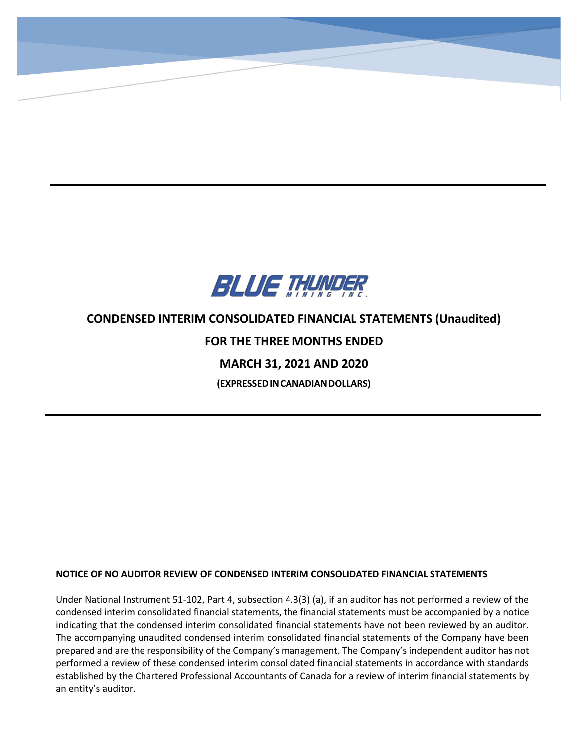BLUE THUNDER MINING INC.

# CONDENSED INTERIM CONSOLIDATED FINANCIAL STATEMENTS (Unaudited)

## FOR THE THREE MONTHS ENDED

## MARCH 31, 2021 AND 2020

**(EXPRESSED IN CANADIAN DOLLARS)**

**NOTICE OF NO AUDITOR REVIEW OF CONDENSED INTERIM CONSOLIDATED FINANCIAL STATEMENTS**

Under National Instrument 51-102, Part 4, subsection 4.3(3) (a), if an auditor has not performed a review of the condensed interim consolidated financial statements, the financial statements must be accompanied by a notice indicating that the condensed interim consolidated financial statements have not been reviewed by an auditor. The accompanying unaudited condensed interim consolidated financial statements of the Company have been prepared and are the responsibility of the Company's management. The Company's independent auditor has not performed a review of these condensed interim consolidated financial statements in accordance with standards established by the Chartered Professional Accountants of Canada for a review of interim financial statements by an entity's auditor.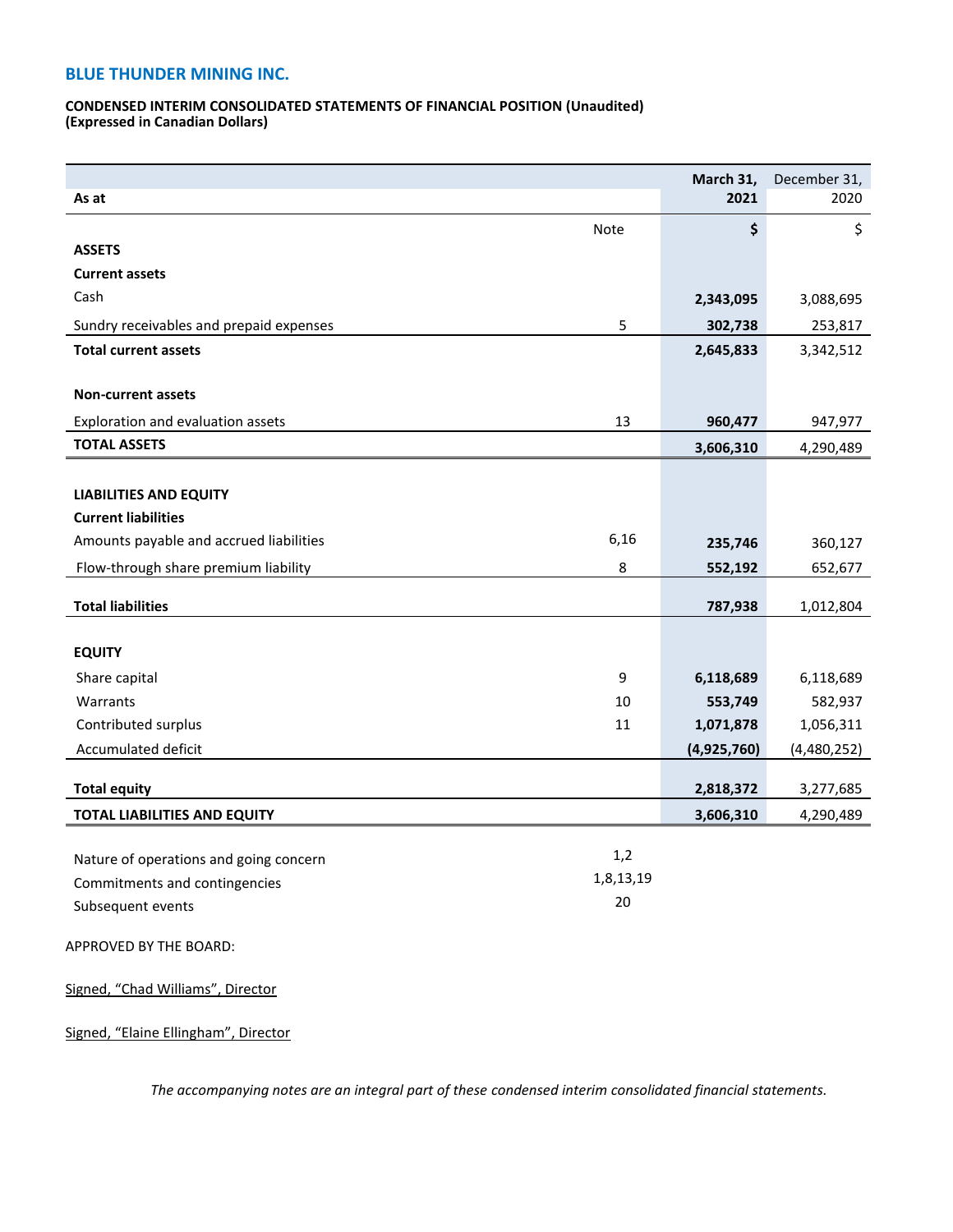# BLUE THUNDER MINING INC.

**CONDENSED INTERIM CONSOLIDATED STATEMENTS OF FINANCIAL POSITION (Unaudited)**
**(Expressed in Canadian Dollars)**

| As at | Note | March 31, 2021 | December 31, 2020 |
|---|---|---|---|
| | | **$** | $ |
| **ASSETS** | | | |
| **Current assets** | | | |
| Cash | | **2,343,095** | 3,088,695 |
| Sundry receivables and prepaid expenses | 5 | **302,738** | 253,817 |
| **Total current assets** | | **2,645,833** | 3,342,512 |
| **Non-current assets** | | | |
| Exploration and evaluation assets | 13 | **960,477** | 947,977 |
| **TOTAL ASSETS** | | **3,606,310** | 4,290,489 |
| **LIABILITIES AND EQUITY** | | | |
| **Current liabilities** | | | |
| Amounts payable and accrued liabilities | 6,16 | **235,746** | 360,127 |
| Flow-through share premium liability | 8 | **552,192** | 652,677 |
| **Total liabilities** | | **787,938** | 1,012,804 |
| **EQUITY** | | | |
| Share capital | 9 | **6,118,689** | 6,118,689 |
| Warrants | 10 | **553,749** | 582,937 |
| Contributed surplus | 11 | **1,071,878** | 1,056,311 |
| Accumulated deficit | | **(4,925,760)** | (4,480,252) |
| **Total equity** | | **2,818,372** | 3,277,685 |
| **TOTAL LIABILITIES AND EQUITY** | | **3,606,310** | 4,290,489 |

| | |
|---|---|
| Nature of operations and going concern | 1,2 |
| Commitments and contingencies | 1,8,13,19 |
| Subsequent events | 20 |

APPROVED BY THE BOARD:

Signed, "Chad Williams", Director

Signed, "Elaine Ellingham", Director

*The accompanying notes are an integral part of these condensed interim consolidated financial statements.*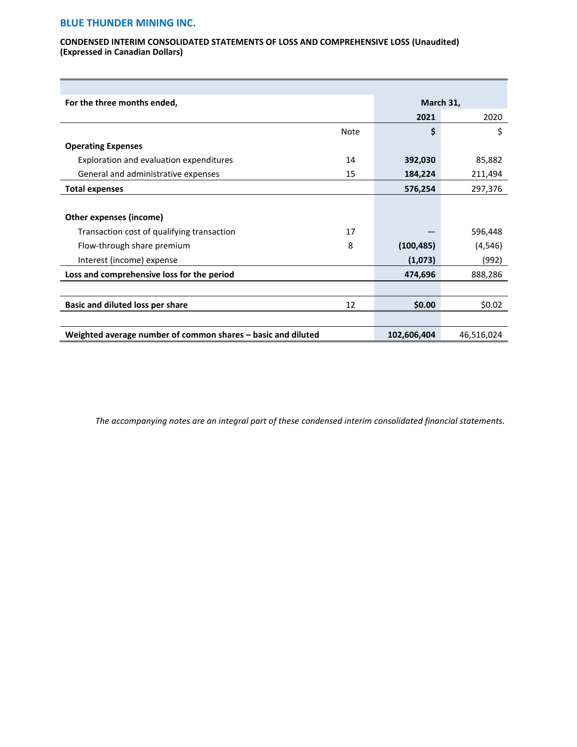**BLUE THUNDER MINING INC.**

**CONDENSED INTERIM CONSOLIDATED STATEMENTS OF LOSS AND COMPREHENSIVE LOSS (Unaudited)**
**(Expressed in Canadian Dollars)**

| For the three months ended, | | March 31, | |
|---|---|---|---|
| | | **2021** | 2020 |
| | Note | **$** | $ |
| **Operating Expenses** | | | |
| Exploration and evaluation expenditures | 14 | **392,030** | 85,882 |
| General and administrative expenses | 15 | **184,224** | 211,494 |
| **Total expenses** | | **576,254** | 297,376 |
| | | | |
| **Other expenses (income)** | | | |
| Transaction cost of qualifying transaction | 17 | **—** | 596,448 |
| Flow-through share premium | 8 | **(100,485)** | (4,546) |
| Interest (income) expense | | **(1,073)** | (992) |
| **Loss and comprehensive loss for the period** | | **474,696** | 888,286 |
| | | | |
| **Basic and diluted loss per share** | 12 | **$0.00** | $0.02 |
| | | | |
| **Weighted average number of common shares – basic and diluted** | | **102,606,404** | 46,516,024 |

*The accompanying notes are an integral part of these condensed interim consolidated financial statements.*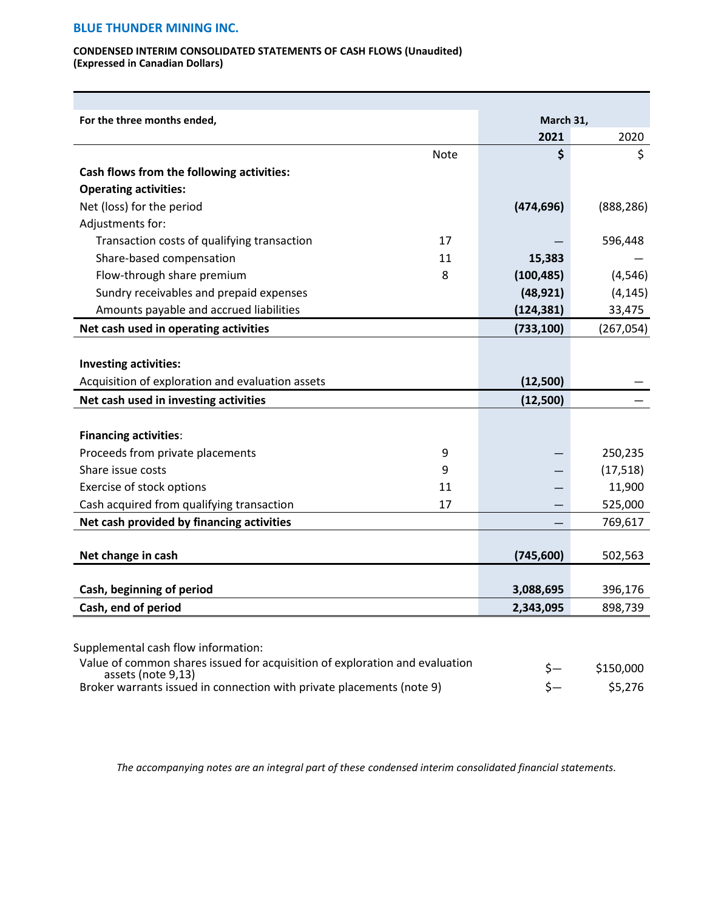**BLUE THUNDER MINING INC.**

**CONDENSED INTERIM CONSOLIDATED STATEMENTS OF CASH FLOWS (Unaudited)**
**(Expressed in Canadian Dollars)**

| For the three months ended, | | March 31, | |
|---|---|---|---|
| | | **2021** | 2020 |
| | Note | **$** | $ |
| **Cash flows from the following activities:** | | | |
| **Operating activities:** | | | |
| Net (loss) for the period | | **(474,696)** | (888,286) |
| Adjustments for: | | | |
| Transaction costs of qualifying transaction | 17 | **—** | 596,448 |
| Share-based compensation | 11 | **15,383** | — |
| Flow-through share premium | 8 | **(100,485)** | (4,546) |
| Sundry receivables and prepaid expenses | | **(48,921)** | (4,145) |
| Amounts payable and accrued liabilities | | **(124,381)** | 33,475 |
| **Net cash used in operating activities** | | **(733,100)** | (267,054) |
| **Investing activities:** | | | |
| Acquisition of exploration and evaluation assets | | **(12,500)** | — |
| **Net cash used in investing activities** | | **(12,500)** | — |
| **Financing activities**: | | | |
| Proceeds from private placements | 9 | **—** | 250,235 |
| Share issue costs | 9 | **—** | (17,518) |
| Exercise of stock options | 11 | **—** | 11,900 |
| Cash acquired from qualifying transaction | 17 | **—** | 525,000 |
| **Net cash provided by financing activities** | | **—** | 769,617 |
| **Net change in cash** | | **(745,600)** | 502,563 |
| **Cash, beginning of period** | | **3,088,695** | 396,176 |
| **Cash, end of period** | | **2,343,095** | 898,739 |

Supplemental cash flow information:

| | 2021 | 2020 |
|---|---|---|
| Value of common shares issued for acquisition of exploration and evaluation assets (note 9,13) | $— | $150,000 |
| Broker warrants issued in connection with private placements (note 9) | $— | $5,276 |

*The accompanying notes are an integral part of these condensed interim consolidated financial statements.*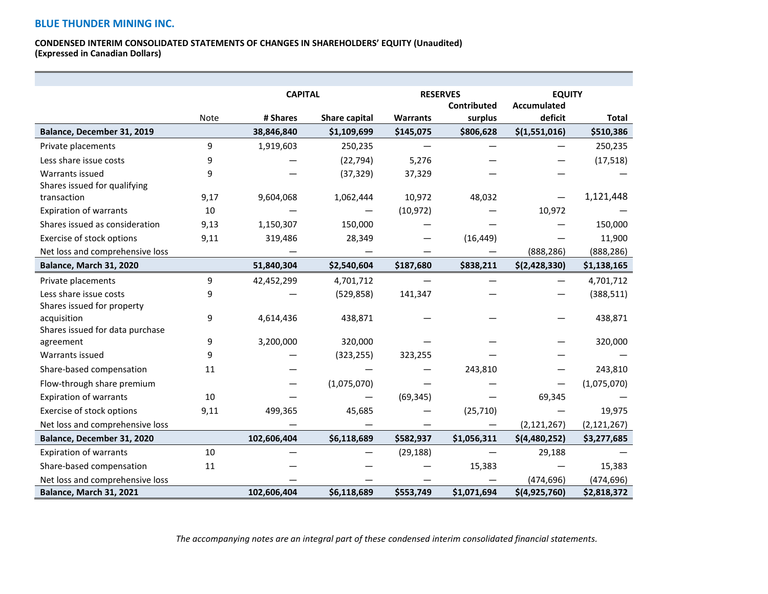**BLUE THUNDER MINING INC.**

**CONDENSED INTERIM CONSOLIDATED STATEMENTS OF CHANGES IN SHAREHOLDERS' EQUITY (Unaudited)**
**(Expressed in Canadian Dollars)**

| | | CAPITAL | | RESERVES | | EQUITY | |
|---|---|---|---|---|---|---|---|
| | Note | # Shares | Share capital | Warrants | Contributed surplus | Accumulated deficit | Total |
| **Balance, December 31, 2019** | | **38,846,840** | **$1,109,699** | **$145,075** | **$806,628** | **$(1,551,016)** | **$510,386** |
| Private placements | 9 | 1,919,603 | 250,235 | — | — | — | 250,235 |
| Less share issue costs | 9 | — | (22,794) | 5,276 | — | — | (17,518) |
| Warrants issued | 9 | — | (37,329) | 37,329 | — | — | — |
| Shares issued for qualifying transaction | 9,17 | 9,604,068 | 1,062,444 | 10,972 | 48,032 | — | 1,121,448 |
| Expiration of warrants | 10 | — | — | (10,972) | — | 10,972 | — |
| Shares issued as consideration | 9,13 | 1,150,307 | 150,000 | — | — | — | 150,000 |
| Exercise of stock options | 9,11 | 319,486 | 28,349 | — | (16,449) | — | 11,900 |
| Net loss and comprehensive loss | | — | — | — | — | (888,286) | (888,286) |
| **Balance, March 31, 2020** | | **51,840,304** | **$2,540,604** | **$187,680** | **$838,211** | **$(2,428,330)** | **$1,138,165** |
| Private placements | 9 | 42,452,299 | 4,701,712 | — | — | — | 4,701,712 |
| Less share issue costs | 9 | — | (529,858) | 141,347 | — | — | (388,511) |
| Shares issued for property acquisition | 9 | 4,614,436 | 438,871 | — | — | — | 438,871 |
| Shares issued for data purchase agreement | 9 | 3,200,000 | 320,000 | — | — | — | 320,000 |
| Warrants issued | 9 | — | (323,255) | 323,255 | — | — | — |
| Share-based compensation | 11 | — | — | — | 243,810 | — | 243,810 |
| Flow-through share premium | | — | (1,075,070) | — | — | — | (1,075,070) |
| Expiration of warrants | 10 | — | — | (69,345) | — | 69,345 | — |
| Exercise of stock options | 9,11 | 499,365 | 45,685 | — | (25,710) | — | 19,975 |
| Net loss and comprehensive loss | | — | — | — | — | (2,121,267) | (2,121,267) |
| **Balance, December 31, 2020** | | **102,606,404** | **$6,118,689** | **$582,937** | **$1,056,311** | **$(4,480,252)** | **$3,277,685** |
| Expiration of warrants | 10 | — | — | (29,188) | — | 29,188 | — |
| Share-based compensation | 11 | — | — | — | 15,383 | — | 15,383 |
| Net loss and comprehensive loss | | — | — | — | — | (474,696) | (474,696) |
| **Balance, March 31, 2021** | | **102,606,404** | **$6,118,689** | **$553,749** | **$1,071,694** | **$(4,925,760)** | **$2,818,372** |

*The accompanying notes are an integral part of these condensed interim consolidated financial statements.*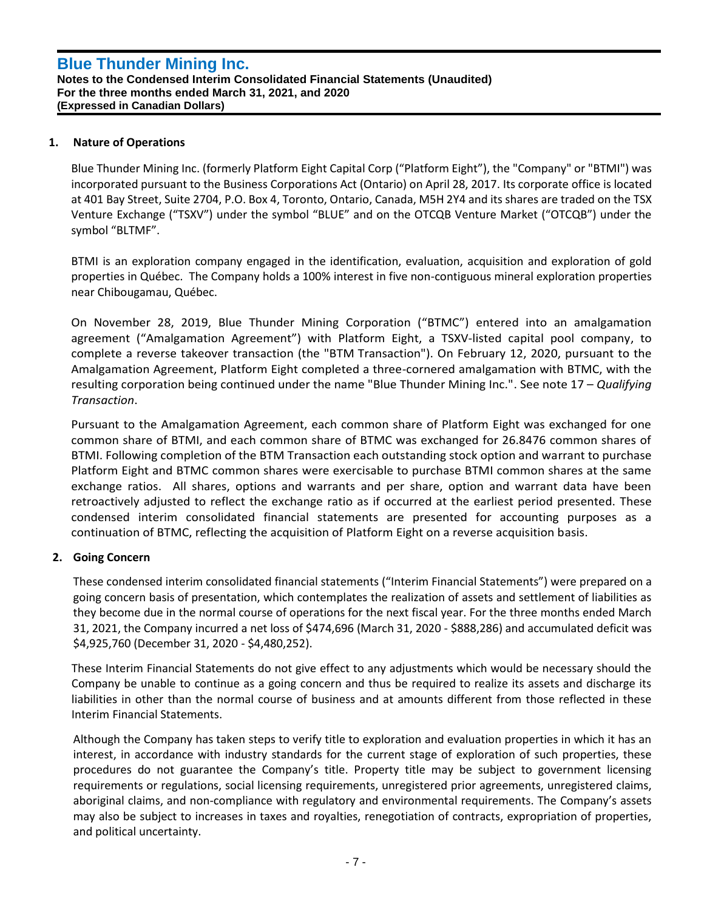## 1. Nature of Operations

Blue Thunder Mining Inc. (formerly Platform Eight Capital Corp ("Platform Eight"), the "Company" or "BTMI") was incorporated pursuant to the Business Corporations Act (Ontario) on April 28, 2017. Its corporate office is located at 401 Bay Street, Suite 2704, P.O. Box 4, Toronto, Ontario, Canada, M5H 2Y4 and its shares are traded on the TSX Venture Exchange ("TSXV") under the symbol "BLUE" and on the OTCQB Venture Market ("OTCQB") under the symbol "BLTMF".

BTMI is an exploration company engaged in the identification, evaluation, acquisition and exploration of gold properties in Québec. The Company holds a 100% interest in five non-contiguous mineral exploration properties near Chibougamau, Québec.

On November 28, 2019, Blue Thunder Mining Corporation ("BTMC") entered into an amalgamation agreement ("Amalgamation Agreement") with Platform Eight, a TSXV-listed capital pool company, to complete a reverse takeover transaction (the "BTM Transaction"). On February 12, 2020, pursuant to the Amalgamation Agreement, Platform Eight completed a three-cornered amalgamation with BTMC, with the resulting corporation being continued under the name "Blue Thunder Mining Inc.". See note 17 – *Qualifying Transaction*.

Pursuant to the Amalgamation Agreement, each common share of Platform Eight was exchanged for one common share of BTMI, and each common share of BTMC was exchanged for 26.8476 common shares of BTMI. Following completion of the BTM Transaction each outstanding stock option and warrant to purchase Platform Eight and BTMC common shares were exercisable to purchase BTMI common shares at the same exchange ratios. All shares, options and warrants and per share, option and warrant data have been retroactively adjusted to reflect the exchange ratio as if occurred at the earliest period presented. These condensed interim consolidated financial statements are presented for accounting purposes as a continuation of BTMC, reflecting the acquisition of Platform Eight on a reverse acquisition basis.

## 2. Going Concern

These condensed interim consolidated financial statements ("Interim Financial Statements") were prepared on a going concern basis of presentation, which contemplates the realization of assets and settlement of liabilities as they become due in the normal course of operations for the next fiscal year. For the three months ended March 31, 2021, the Company incurred a net loss of $474,696 (March 31, 2020 - $888,286) and accumulated deficit was $4,925,760 (December 31, 2020 - $4,480,252).

These Interim Financial Statements do not give effect to any adjustments which would be necessary should the Company be unable to continue as a going concern and thus be required to realize its assets and discharge its liabilities in other than the normal course of business and at amounts different from those reflected in these Interim Financial Statements.

Although the Company has taken steps to verify title to exploration and evaluation properties in which it has an interest, in accordance with industry standards for the current stage of exploration of such properties, these procedures do not guarantee the Company's title. Property title may be subject to government licensing requirements or regulations, social licensing requirements, unregistered prior agreements, unregistered claims, aboriginal claims, and non-compliance with regulatory and environmental requirements. The Company's assets may also be subject to increases in taxes and royalties, renegotiation of contracts, expropriation of properties, and political uncertainty.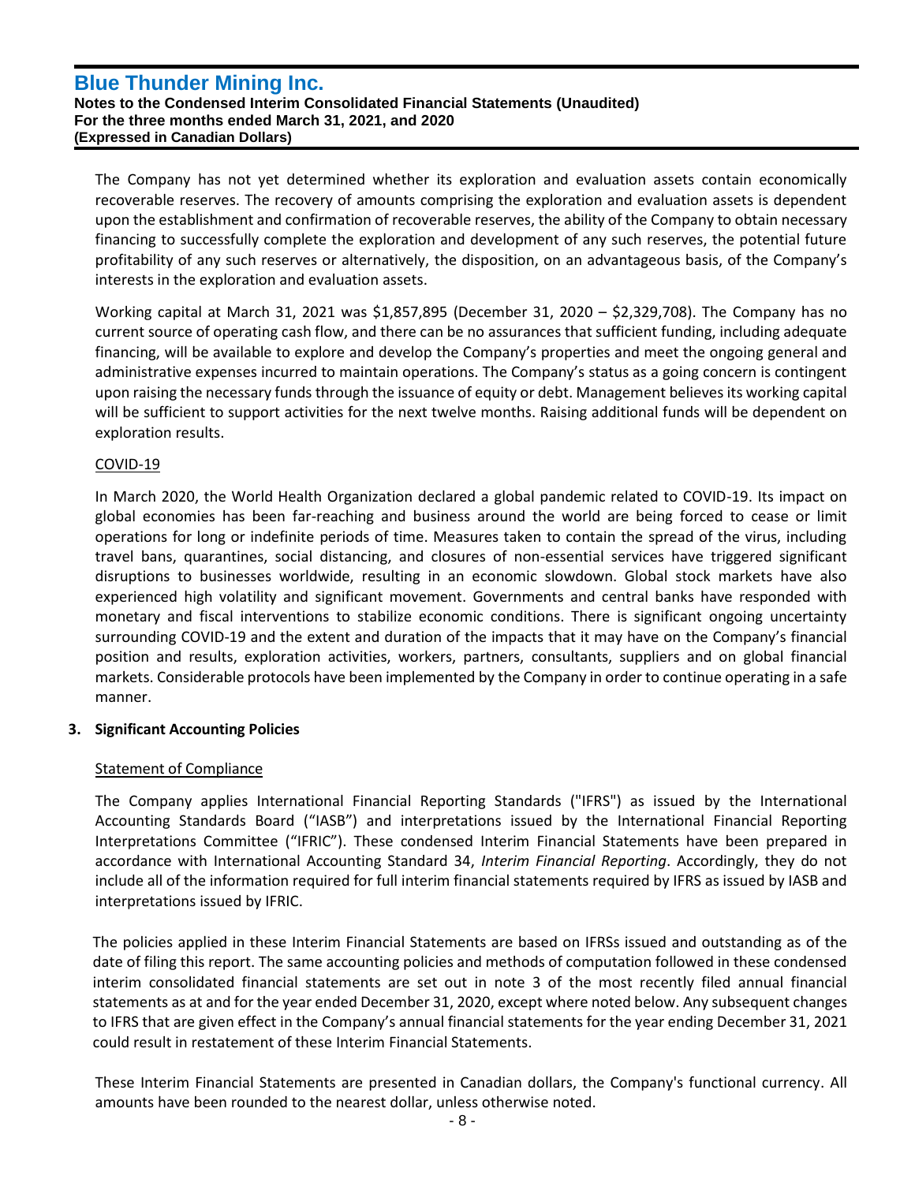The Company has not yet determined whether its exploration and evaluation assets contain economically recoverable reserves. The recovery of amounts comprising the exploration and evaluation assets is dependent upon the establishment and confirmation of recoverable reserves, the ability of the Company to obtain necessary financing to successfully complete the exploration and development of any such reserves, the potential future profitability of any such reserves or alternatively, the disposition, on an advantageous basis, of the Company's interests in the exploration and evaluation assets.

Working capital at March 31, 2021 was $1,857,895 (December 31, 2020 – $2,329,708). The Company has no current source of operating cash flow, and there can be no assurances that sufficient funding, including adequate financing, will be available to explore and develop the Company's properties and meet the ongoing general and administrative expenses incurred to maintain operations. The Company's status as a going concern is contingent upon raising the necessary funds through the issuance of equity or debt. Management believes its working capital will be sufficient to support activities for the next twelve months. Raising additional funds will be dependent on exploration results.

COVID-19

In March 2020, the World Health Organization declared a global pandemic related to COVID-19. Its impact on global economies has been far-reaching and business around the world are being forced to cease or limit operations for long or indefinite periods of time. Measures taken to contain the spread of the virus, including travel bans, quarantines, social distancing, and closures of non-essential services have triggered significant disruptions to businesses worldwide, resulting in an economic slowdown. Global stock markets have also experienced high volatility and significant movement. Governments and central banks have responded with monetary and fiscal interventions to stabilize economic conditions. There is significant ongoing uncertainty surrounding COVID-19 and the extent and duration of the impacts that it may have on the Company's financial position and results, exploration activities, workers, partners, consultants, suppliers and on global financial markets. Considerable protocols have been implemented by the Company in order to continue operating in a safe manner.

## 3. Significant Accounting Policies

Statement of Compliance

The Company applies International Financial Reporting Standards ("IFRS") as issued by the International Accounting Standards Board ("IASB") and interpretations issued by the International Financial Reporting Interpretations Committee ("IFRIC"). These condensed Interim Financial Statements have been prepared in accordance with International Accounting Standard 34, *Interim Financial Reporting*. Accordingly, they do not include all of the information required for full interim financial statements required by IFRS as issued by IASB and interpretations issued by IFRIC.

The policies applied in these Interim Financial Statements are based on IFRSs issued and outstanding as of the date of filing this report. The same accounting policies and methods of computation followed in these condensed interim consolidated financial statements are set out in note 3 of the most recently filed annual financial statements as at and for the year ended December 31, 2020, except where noted below. Any subsequent changes to IFRS that are given effect in the Company's annual financial statements for the year ending December 31, 2021 could result in restatement of these Interim Financial Statements.

These Interim Financial Statements are presented in Canadian dollars, the Company's functional currency. All amounts have been rounded to the nearest dollar, unless otherwise noted.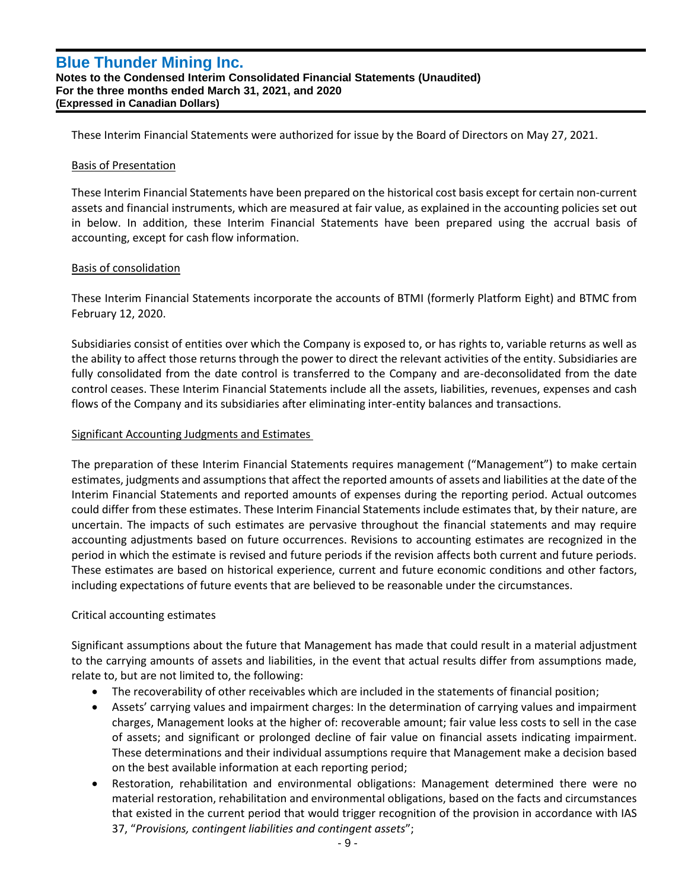These Interim Financial Statements were authorized for issue by the Board of Directors on May 27, 2021.

Basis of Presentation

These Interim Financial Statements have been prepared on the historical cost basis except for certain non-current assets and financial instruments, which are measured at fair value, as explained in the accounting policies set out in below. In addition, these Interim Financial Statements have been prepared using the accrual basis of accounting, except for cash flow information.

Basis of consolidation

These Interim Financial Statements incorporate the accounts of BTMI (formerly Platform Eight) and BTMC from February 12, 2020.

Subsidiaries consist of entities over which the Company is exposed to, or has rights to, variable returns as well as the ability to affect those returns through the power to direct the relevant activities of the entity. Subsidiaries are fully consolidated from the date control is transferred to the Company and are-deconsolidated from the date control ceases. These Interim Financial Statements include all the assets, liabilities, revenues, expenses and cash flows of the Company and its subsidiaries after eliminating inter-entity balances and transactions.

Significant Accounting Judgments and Estimates

The preparation of these Interim Financial Statements requires management ("Management") to make certain estimates, judgments and assumptions that affect the reported amounts of assets and liabilities at the date of the Interim Financial Statements and reported amounts of expenses during the reporting period. Actual outcomes could differ from these estimates. These Interim Financial Statements include estimates that, by their nature, are uncertain. The impacts of such estimates are pervasive throughout the financial statements and may require accounting adjustments based on future occurrences. Revisions to accounting estimates are recognized in the period in which the estimate is revised and future periods if the revision affects both current and future periods. These estimates are based on historical experience, current and future economic conditions and other factors, including expectations of future events that are believed to be reasonable under the circumstances.

Critical accounting estimates

Significant assumptions about the future that Management has made that could result in a material adjustment to the carrying amounts of assets and liabilities, in the event that actual results differ from assumptions made, relate to, but are not limited to, the following:

- The recoverability of other receivables which are included in the statements of financial position;
- Assets' carrying values and impairment charges: In the determination of carrying values and impairment charges, Management looks at the higher of: recoverable amount; fair value less costs to sell in the case of assets; and significant or prolonged decline of fair value on financial assets indicating impairment. These determinations and their individual assumptions require that Management make a decision based on the best available information at each reporting period;
- Restoration, rehabilitation and environmental obligations: Management determined there were no material restoration, rehabilitation and environmental obligations, based on the facts and circumstances that existed in the current period that would trigger recognition of the provision in accordance with IAS 37, "*Provisions, contingent liabilities and contingent assets*";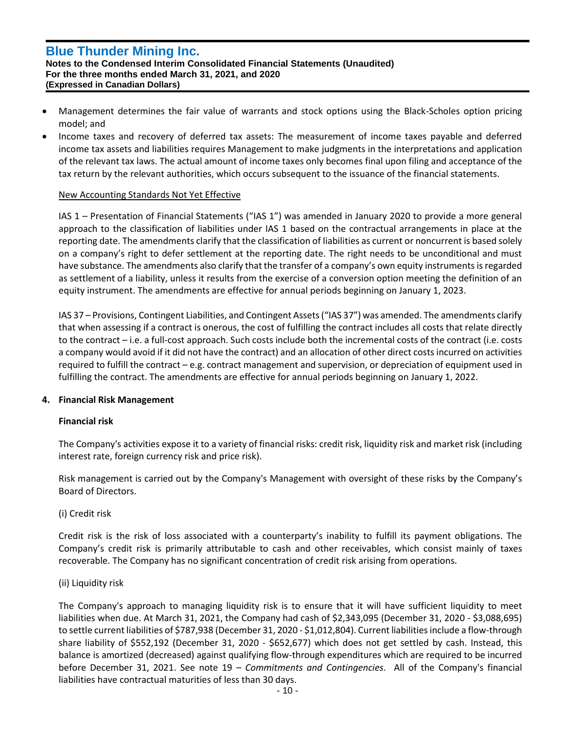- Management determines the fair value of warrants and stock options using the Black-Scholes option pricing model; and
- Income taxes and recovery of deferred tax assets: The measurement of income taxes payable and deferred income tax assets and liabilities requires Management to make judgments in the interpretations and application of the relevant tax laws. The actual amount of income taxes only becomes final upon filing and acceptance of the tax return by the relevant authorities, which occurs subsequent to the issuance of the financial statements.

New Accounting Standards Not Yet Effective

IAS 1 – Presentation of Financial Statements ("IAS 1") was amended in January 2020 to provide a more general approach to the classification of liabilities under IAS 1 based on the contractual arrangements in place at the reporting date. The amendments clarify that the classification of liabilities as current or noncurrent is based solely on a company's right to defer settlement at the reporting date. The right needs to be unconditional and must have substance. The amendments also clarify that the transfer of a company's own equity instruments is regarded as settlement of a liability, unless it results from the exercise of a conversion option meeting the definition of an equity instrument. The amendments are effective for annual periods beginning on January 1, 2023.

IAS 37 – Provisions, Contingent Liabilities, and Contingent Assets ("IAS 37") was amended. The amendments clarify that when assessing if a contract is onerous, the cost of fulfilling the contract includes all costs that relate directly to the contract – i.e. a full-cost approach. Such costs include both the incremental costs of the contract (i.e. costs a company would avoid if it did not have the contract) and an allocation of other direct costs incurred on activities required to fulfill the contract – e.g. contract management and supervision, or depreciation of equipment used in fulfilling the contract. The amendments are effective for annual periods beginning on January 1, 2022.

## 4. Financial Risk Management

**Financial risk**

The Company's activities expose it to a variety of financial risks: credit risk, liquidity risk and market risk (including interest rate, foreign currency risk and price risk).

Risk management is carried out by the Company's Management with oversight of these risks by the Company's Board of Directors.

(i) Credit risk

Credit risk is the risk of loss associated with a counterparty's inability to fulfill its payment obligations. The Company's credit risk is primarily attributable to cash and other receivables, which consist mainly of taxes recoverable. The Company has no significant concentration of credit risk arising from operations.

(ii) Liquidity risk

The Company's approach to managing liquidity risk is to ensure that it will have sufficient liquidity to meet liabilities when due. At March 31, 2021, the Company had cash of $2,343,095 (December 31, 2020 - $3,088,695) to settle current liabilities of $787,938 (December 31, 2020 - $1,012,804). Current liabilities include a flow-through share liability of $552,192 (December 31, 2020 - $652,677) which does not get settled by cash. Instead, this balance is amortized (decreased) against qualifying flow-through expenditures which are required to be incurred before December 31, 2021. See note 19 – *Commitments and Contingencies*. All of the Company's financial liabilities have contractual maturities of less than 30 days.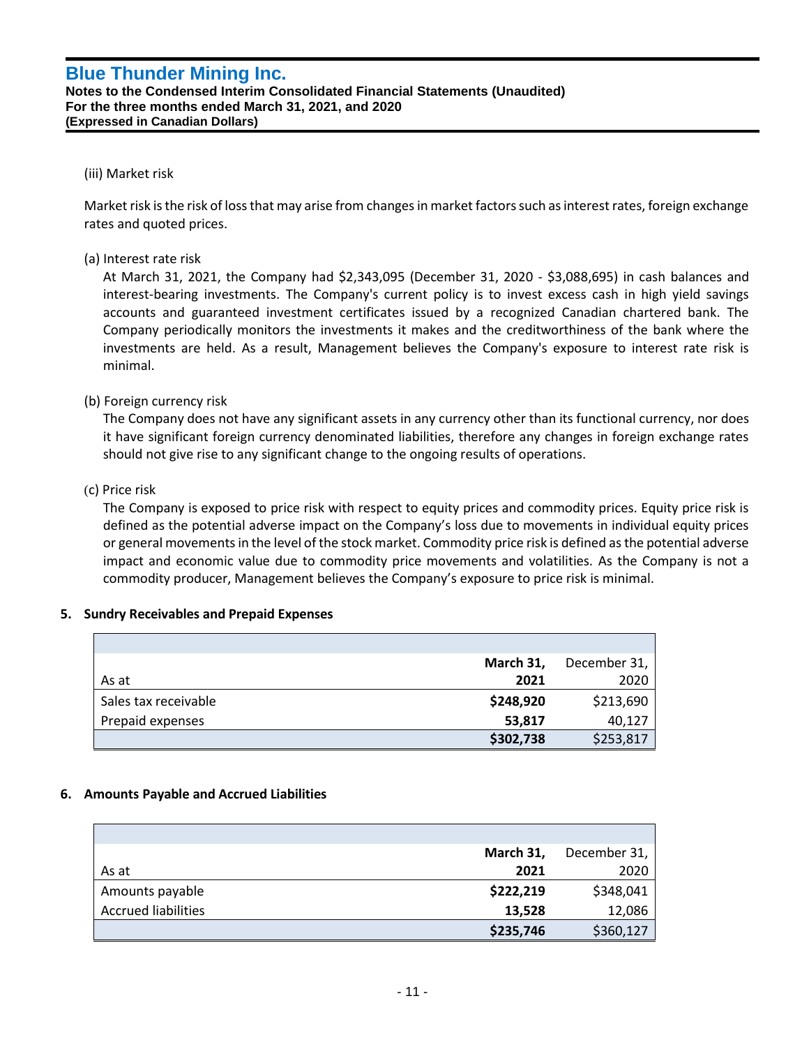(iii) Market risk

Market risk is the risk of loss that may arise from changes in market factors such as interest rates, foreign exchange rates and quoted prices.

(a) Interest rate risk

At March 31, 2021, the Company had $2,343,095 (December 31, 2020 - $3,088,695) in cash balances and interest-bearing investments. The Company's current policy is to invest excess cash in high yield savings accounts and guaranteed investment certificates issued by a recognized Canadian chartered bank. The Company periodically monitors the investments it makes and the creditworthiness of the bank where the investments are held. As a result, Management believes the Company's exposure to interest rate risk is minimal.

(b) Foreign currency risk

The Company does not have any significant assets in any currency other than its functional currency, nor does it have significant foreign currency denominated liabilities, therefore any changes in foreign exchange rates should not give rise to any significant change to the ongoing results of operations.

(c) Price risk

The Company is exposed to price risk with respect to equity prices and commodity prices. Equity price risk is defined as the potential adverse impact on the Company's loss due to movements in individual equity prices or general movements in the level of the stock market. Commodity price risk is defined as the potential adverse impact and economic value due to commodity price movements and volatilities. As the Company is not a commodity producer, Management believes the Company's exposure to price risk is minimal.

## 5. Sundry Receivables and Prepaid Expenses

| As at | **March 31, 2021** | December 31, 2020 |
|---|---|---|
| Sales tax receivable | **$248,920** | $213,690 |
| Prepaid expenses | **53,817** | 40,127 |
| | **$302,738** | $253,817 |

## 6. Amounts Payable and Accrued Liabilities

| As at | **March 31, 2021** | December 31, 2020 |
|---|---|---|
| Amounts payable | **$222,219** | $348,041 |
| Accrued liabilities | **13,528** | 12,086 |
| | **$235,746** | $360,127 |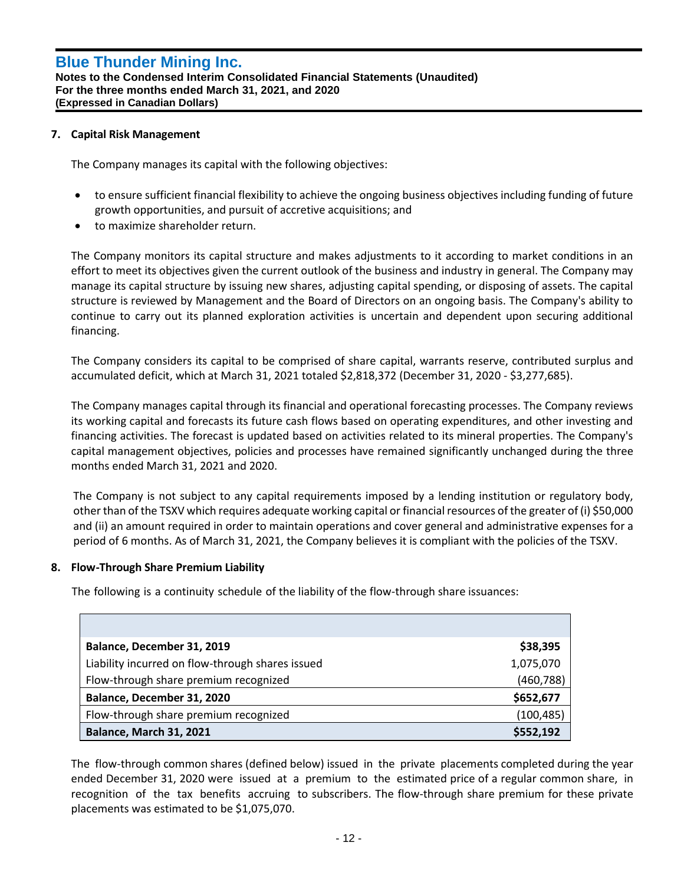## 7. Capital Risk Management

The Company manages its capital with the following objectives:

- to ensure sufficient financial flexibility to achieve the ongoing business objectives including funding of future growth opportunities, and pursuit of accretive acquisitions; and
- to maximize shareholder return.

The Company monitors its capital structure and makes adjustments to it according to market conditions in an effort to meet its objectives given the current outlook of the business and industry in general. The Company may manage its capital structure by issuing new shares, adjusting capital spending, or disposing of assets. The capital structure is reviewed by Management and the Board of Directors on an ongoing basis. The Company's ability to continue to carry out its planned exploration activities is uncertain and dependent upon securing additional financing.

The Company considers its capital to be comprised of share capital, warrants reserve, contributed surplus and accumulated deficit, which at March 31, 2021 totaled $2,818,372 (December 31, 2020 - $3,277,685).

The Company manages capital through its financial and operational forecasting processes. The Company reviews its working capital and forecasts its future cash flows based on operating expenditures, and other investing and financing activities. The forecast is updated based on activities related to its mineral properties. The Company's capital management objectives, policies and processes have remained significantly unchanged during the three months ended March 31, 2021 and 2020.

The Company is not subject to any capital requirements imposed by a lending institution or regulatory body, other than of the TSXV which requires adequate working capital or financial resources of the greater of (i) $50,000 and (ii) an amount required in order to maintain operations and cover general and administrative expenses for a period of 6 months. As of March 31, 2021, the Company believes it is compliant with the policies of the TSXV.

## 8. Flow-Through Share Premium Liability

The following is a continuity schedule of the liability of the flow-through share issuances:

| | |
|---|---|
| **Balance, December 31, 2019** | **$38,395** |
| Liability incurred on flow-through shares issued | 1,075,070 |
| Flow-through share premium recognized | (460,788) |
| **Balance, December 31, 2020** | **$652,677** |
| Flow-through share premium recognized | (100,485) |
| **Balance, March 31, 2021** | **$552,192** |

The flow-through common shares (defined below) issued in the private placements completed during the year ended December 31, 2020 were issued at a premium to the estimated price of a regular common share, in recognition of the tax benefits accruing to subscribers. The flow-through share premium for these private placements was estimated to be $1,075,070.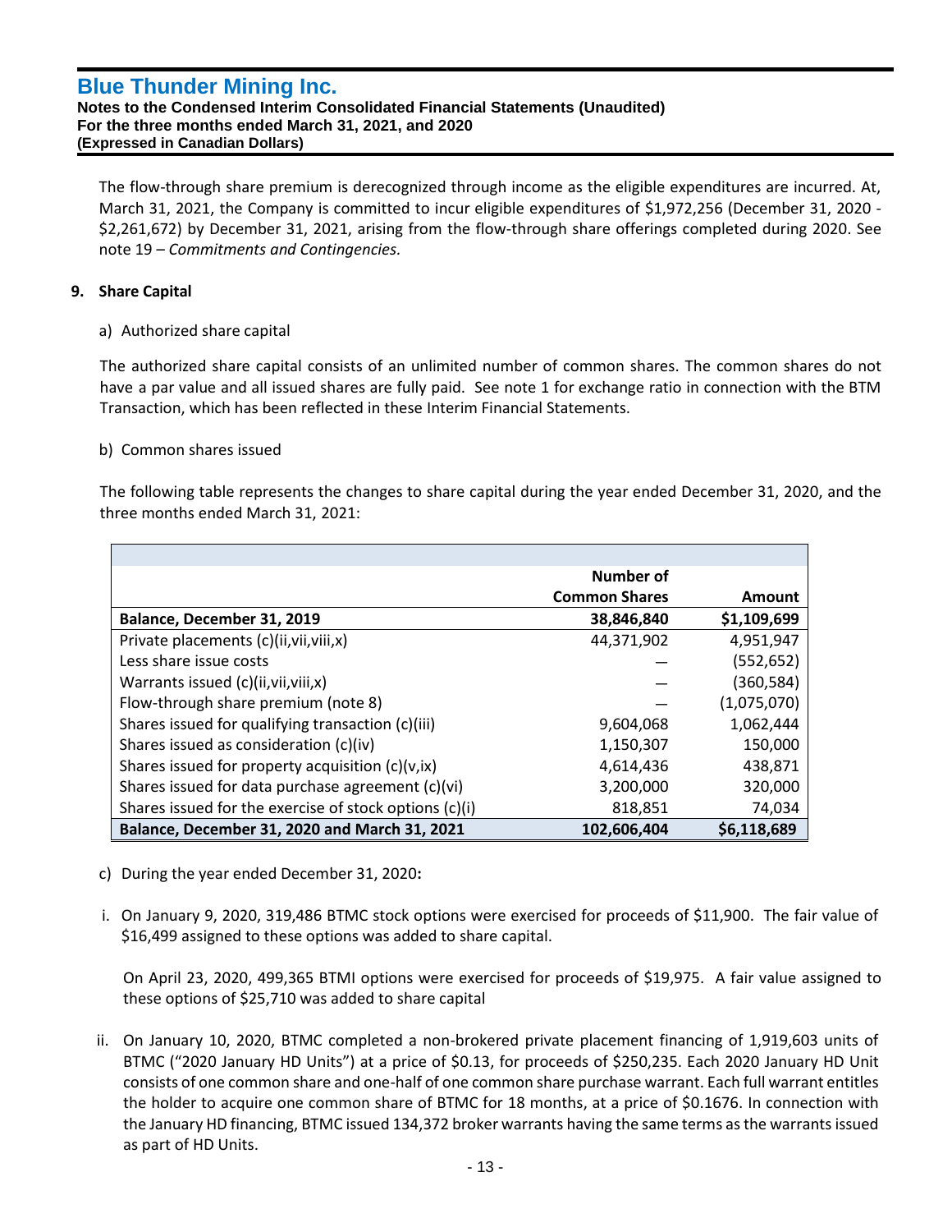The flow-through share premium is derecognized through income as the eligible expenditures are incurred. At, March 31, 2021, the Company is committed to incur eligible expenditures of $1,972,256 (December 31, 2020 - $2,261,672) by December 31, 2021, arising from the flow-through share offerings completed during 2020. See note 19 – *Commitments and Contingencies.*

## 9. Share Capital

a) Authorized share capital

The authorized share capital consists of an unlimited number of common shares. The common shares do not have a par value and all issued shares are fully paid. See note 1 for exchange ratio in connection with the BTM Transaction, which has been reflected in these Interim Financial Statements.

b) Common shares issued

The following table represents the changes to share capital during the year ended December 31, 2020, and the three months ended March 31, 2021:

| | Number of Common Shares | Amount |
|---|---|---|
| **Balance, December 31, 2019** | **38,846,840** | **$1,109,699** |
| Private placements (c)(ii,vii,viii,x) | 44,371,902 | 4,951,947 |
| Less share issue costs | — | (552,652) |
| Warrants issued (c)(ii,vii,viii,x) | — | (360,584) |
| Flow-through share premium (note 8) | — | (1,075,070) |
| Shares issued for qualifying transaction (c)(iii) | 9,604,068 | 1,062,444 |
| Shares issued as consideration (c)(iv) | 1,150,307 | 150,000 |
| Shares issued for property acquisition (c)(v,ix) | 4,614,436 | 438,871 |
| Shares issued for data purchase agreement (c)(vi) | 3,200,000 | 320,000 |
| Shares issued for the exercise of stock options (c)(i) | 818,851 | 74,034 |
| **Balance, December 31, 2020 and March 31, 2021** | **102,606,404** | **$6,118,689** |

c) During the year ended December 31, 2020**:**

i. On January 9, 2020, 319,486 BTMC stock options were exercised for proceeds of $11,900. The fair value of $16,499 assigned to these options was added to share capital.

   On April 23, 2020, 499,365 BTMI options were exercised for proceeds of $19,975. A fair value assigned to these options of $25,710 was added to share capital

ii. On January 10, 2020, BTMC completed a non-brokered private placement financing of 1,919,603 units of BTMC ("2020 January HD Units") at a price of $0.13, for proceeds of $250,235. Each 2020 January HD Unit consists of one common share and one-half of one common share purchase warrant. Each full warrant entitles the holder to acquire one common share of BTMC for 18 months, at a price of $0.1676. In connection with the January HD financing, BTMC issued 134,372 broker warrants having the same terms as the warrants issued as part of HD Units.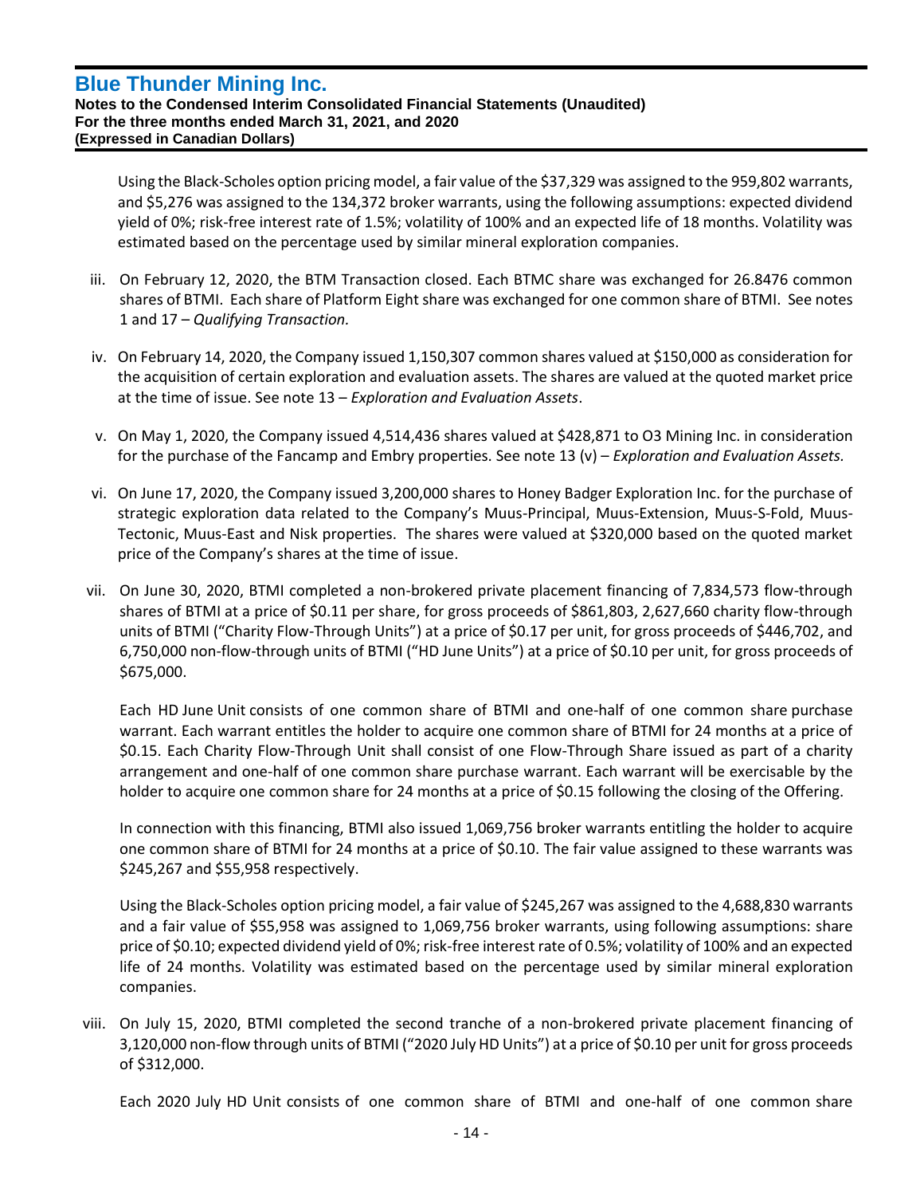Using the Black-Scholes option pricing model, a fair value of the $37,329 was assigned to the 959,802 warrants, and $5,276 was assigned to the 134,372 broker warrants, using the following assumptions: expected dividend yield of 0%; risk-free interest rate of 1.5%; volatility of 100% and an expected life of 18 months. Volatility was estimated based on the percentage used by similar mineral exploration companies.

iii. On February 12, 2020, the BTM Transaction closed. Each BTMC share was exchanged for 26.8476 common shares of BTMI. Each share of Platform Eight share was exchanged for one common share of BTMI. See notes 1 and 17 – *Qualifying Transaction.*

iv. On February 14, 2020, the Company issued 1,150,307 common shares valued at $150,000 as consideration for the acquisition of certain exploration and evaluation assets. The shares are valued at the quoted market price at the time of issue. See note 13 – *Exploration and Evaluation Assets*.

v. On May 1, 2020, the Company issued 4,514,436 shares valued at $428,871 to O3 Mining Inc. in consideration for the purchase of the Fancamp and Embry properties. See note 13 (v) – *Exploration and Evaluation Assets.*

vi. On June 17, 2020, the Company issued 3,200,000 shares to Honey Badger Exploration Inc. for the purchase of strategic exploration data related to the Company's Muus-Principal, Muus-Extension, Muus-S-Fold, Muus-Tectonic, Muus-East and Nisk properties. The shares were valued at $320,000 based on the quoted market price of the Company's shares at the time of issue.

vii. On June 30, 2020, BTMI completed a non-brokered private placement financing of 7,834,573 flow-through shares of BTMI at a price of $0.11 per share, for gross proceeds of $861,803, 2,627,660 charity flow-through units of BTMI ("Charity Flow-Through Units") at a price of $0.17 per unit, for gross proceeds of $446,702, and 6,750,000 non-flow-through units of BTMI ("HD June Units") at a price of $0.10 per unit, for gross proceeds of $675,000.

Each HD June Unit consists of one common share of BTMI and one-half of one common share purchase warrant. Each warrant entitles the holder to acquire one common share of BTMI for 24 months at a price of $0.15. Each Charity Flow-Through Unit shall consist of one Flow-Through Share issued as part of a charity arrangement and one-half of one common share purchase warrant. Each warrant will be exercisable by the holder to acquire one common share for 24 months at a price of $0.15 following the closing of the Offering.

In connection with this financing, BTMI also issued 1,069,756 broker warrants entitling the holder to acquire one common share of BTMI for 24 months at a price of $0.10. The fair value assigned to these warrants was $245,267 and $55,958 respectively.

Using the Black-Scholes option pricing model, a fair value of $245,267 was assigned to the 4,688,830 warrants and a fair value of $55,958 was assigned to 1,069,756 broker warrants, using following assumptions: share price of $0.10; expected dividend yield of 0%; risk-free interest rate of 0.5%; volatility of 100% and an expected life of 24 months. Volatility was estimated based on the percentage used by similar mineral exploration companies.

viii. On July 15, 2020, BTMI completed the second tranche of a non-brokered private placement financing of 3,120,000 non-flow through units of BTMI ("2020 July HD Units") at a price of $0.10 per unit for gross proceeds of $312,000.

Each 2020 July HD Unit consists of one common share of BTMI and one-half of one common share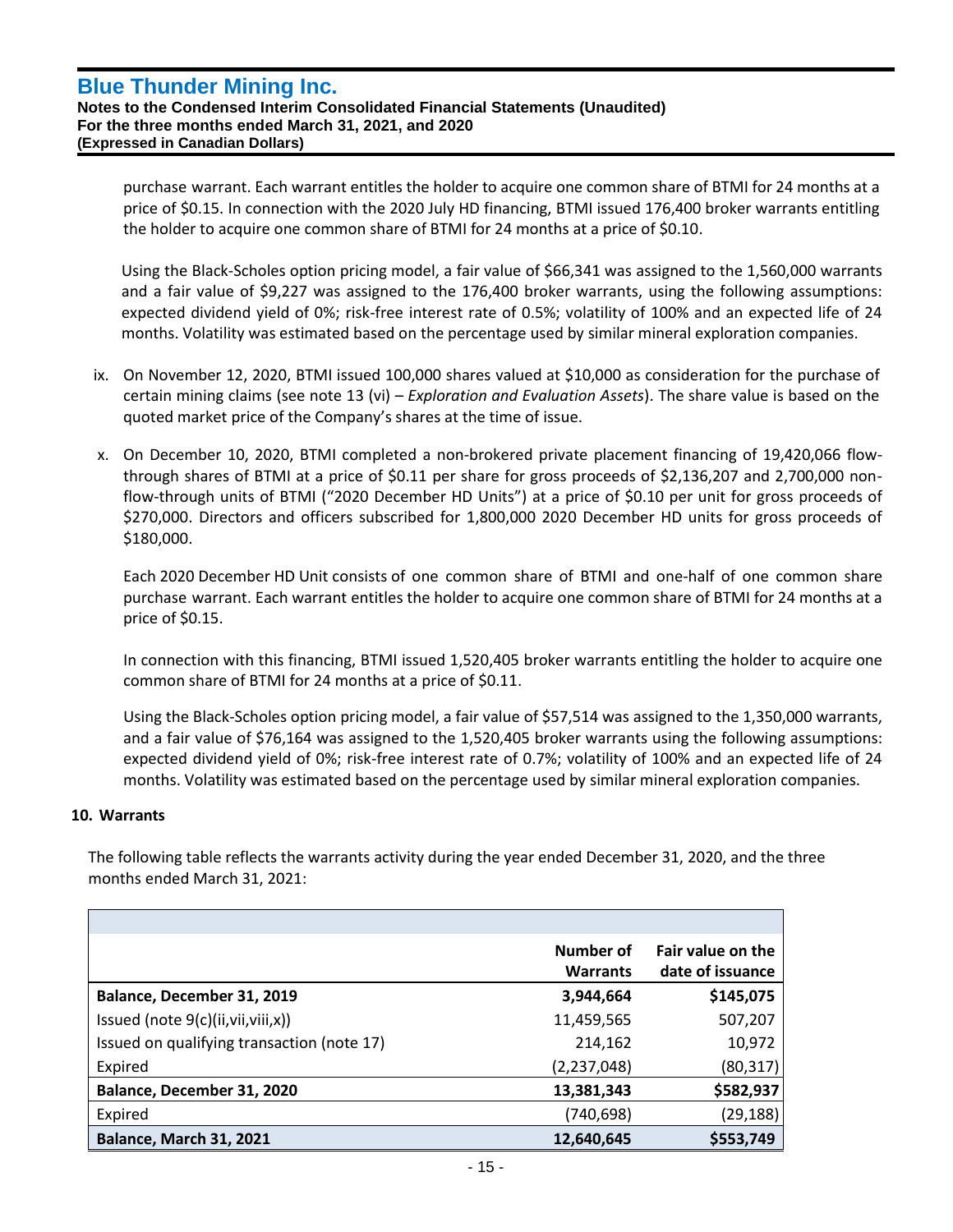purchase warrant. Each warrant entitles the holder to acquire one common share of BTMI for 24 months at a price of \$0.15. In connection with the 2020 July HD financing, BTMI issued 176,400 broker warrants entitling the holder to acquire one common share of BTMI for 24 months at a price of \$0.10.

Using the Black-Scholes option pricing model, a fair value of \$66,341 was assigned to the 1,560,000 warrants and a fair value of \$9,227 was assigned to the 176,400 broker warrants, using the following assumptions: expected dividend yield of 0%; risk-free interest rate of 0.5%; volatility of 100% and an expected life of 24 months. Volatility was estimated based on the percentage used by similar mineral exploration companies.

ix. On November 12, 2020, BTMI issued 100,000 shares valued at \$10,000 as consideration for the purchase of certain mining claims (see note 13 (vi) – *Exploration and Evaluation Assets*). The share value is based on the quoted market price of the Company's shares at the time of issue.

x. On December 10, 2020, BTMI completed a non-brokered private placement financing of 19,420,066 flow-through shares of BTMI at a price of \$0.11 per share for gross proceeds of \$2,136,207 and 2,700,000 non-flow-through units of BTMI ("2020 December HD Units") at a price of \$0.10 per unit for gross proceeds of \$270,000. Directors and officers subscribed for 1,800,000 2020 December HD units for gross proceeds of \$180,000.

Each 2020 December HD Unit consists of one common share of BTMI and one-half of one common share purchase warrant. Each warrant entitles the holder to acquire one common share of BTMI for 24 months at a price of \$0.15.

In connection with this financing, BTMI issued 1,520,405 broker warrants entitling the holder to acquire one common share of BTMI for 24 months at a price of \$0.11.

Using the Black-Scholes option pricing model, a fair value of \$57,514 was assigned to the 1,350,000 warrants, and a fair value of \$76,164 was assigned to the 1,520,405 broker warrants using the following assumptions: expected dividend yield of 0%; risk-free interest rate of 0.7%; volatility of 100% and an expected life of 24 months. Volatility was estimated based on the percentage used by similar mineral exploration companies.

## 10. Warrants

The following table reflects the warrants activity during the year ended December 31, 2020, and the three months ended March 31, 2021:

| | Number of Warrants | Fair value on the date of issuance |
|---|---|---|
| **Balance, December 31, 2019** | **3,944,664** | **\$145,075** |
| Issued (note 9(c)(ii,vii,viii,x)) | 11,459,565 | 507,207 |
| Issued on qualifying transaction (note 17) | 214,162 | 10,972 |
| Expired | (2,237,048) | (80,317) |
| **Balance, December 31, 2020** | **13,381,343** | **\$582,937** |
| Expired | (740,698) | (29,188) |
| **Balance, March 31, 2021** | **12,640,645** | **\$553,749** |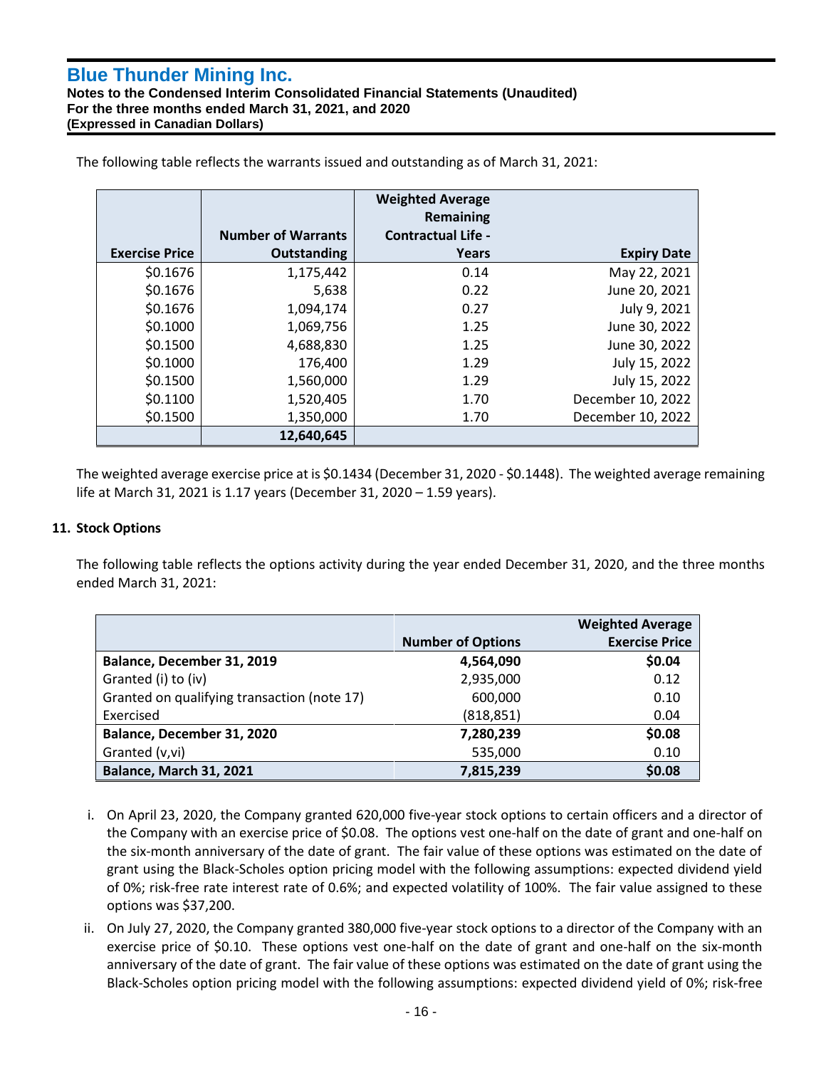The following table reflects the warrants issued and outstanding as of March 31, 2021:

| Exercise Price | Number of Warrants Outstanding | Weighted Average Remaining Contractual Life - Years | Expiry Date |
|---|---|---|---|
| \$0.1676 | 1,175,442 | 0.14 | May 22, 2021 |
| \$0.1676 | 5,638 | 0.22 | June 20, 2021 |
| \$0.1676 | 1,094,174 | 0.27 | July 9, 2021 |
| \$0.1000 | 1,069,756 | 1.25 | June 30, 2022 |
| \$0.1500 | 4,688,830 | 1.25 | June 30, 2022 |
| \$0.1000 | 176,400 | 1.29 | July 15, 2022 |
| \$0.1500 | 1,560,000 | 1.29 | July 15, 2022 |
| \$0.1100 | 1,520,405 | 1.70 | December 10, 2022 |
| \$0.1500 | 1,350,000 | 1.70 | December 10, 2022 |
| | **12,640,645** | | |

The weighted average exercise price at is \$0.1434 (December 31, 2020 - \$0.1448). The weighted average remaining life at March 31, 2021 is 1.17 years (December 31, 2020 – 1.59 years).

## 11. Stock Options

The following table reflects the options activity during the year ended December 31, 2020, and the three months ended March 31, 2021:

| | Number of Options | Weighted Average Exercise Price |
|---|---|---|
| **Balance, December 31, 2019** | **4,564,090** | **\$0.04** |
| Granted (i) to (iv) | 2,935,000 | 0.12 |
| Granted on qualifying transaction (note 17) | 600,000 | 0.10 |
| Exercised | (818,851) | 0.04 |
| **Balance, December 31, 2020** | **7,280,239** | **\$0.08** |
| Granted (v,vi) | 535,000 | 0.10 |
| **Balance, March 31, 2021** | **7,815,239** | **\$0.08** |

i. On April 23, 2020, the Company granted 620,000 five-year stock options to certain officers and a director of the Company with an exercise price of \$0.08. The options vest one-half on the date of grant and one-half on the six-month anniversary of the date of grant. The fair value of these options was estimated on the date of grant using the Black-Scholes option pricing model with the following assumptions: expected dividend yield of 0%; risk-free rate interest rate of 0.6%; and expected volatility of 100%. The fair value assigned to these options was \$37,200.

ii. On July 27, 2020, the Company granted 380,000 five-year stock options to a director of the Company with an exercise price of \$0.10. These options vest one-half on the date of grant and one-half on the six-month anniversary of the date of grant. The fair value of these options was estimated on the date of grant using the Black-Scholes option pricing model with the following assumptions: expected dividend yield of 0%; risk-free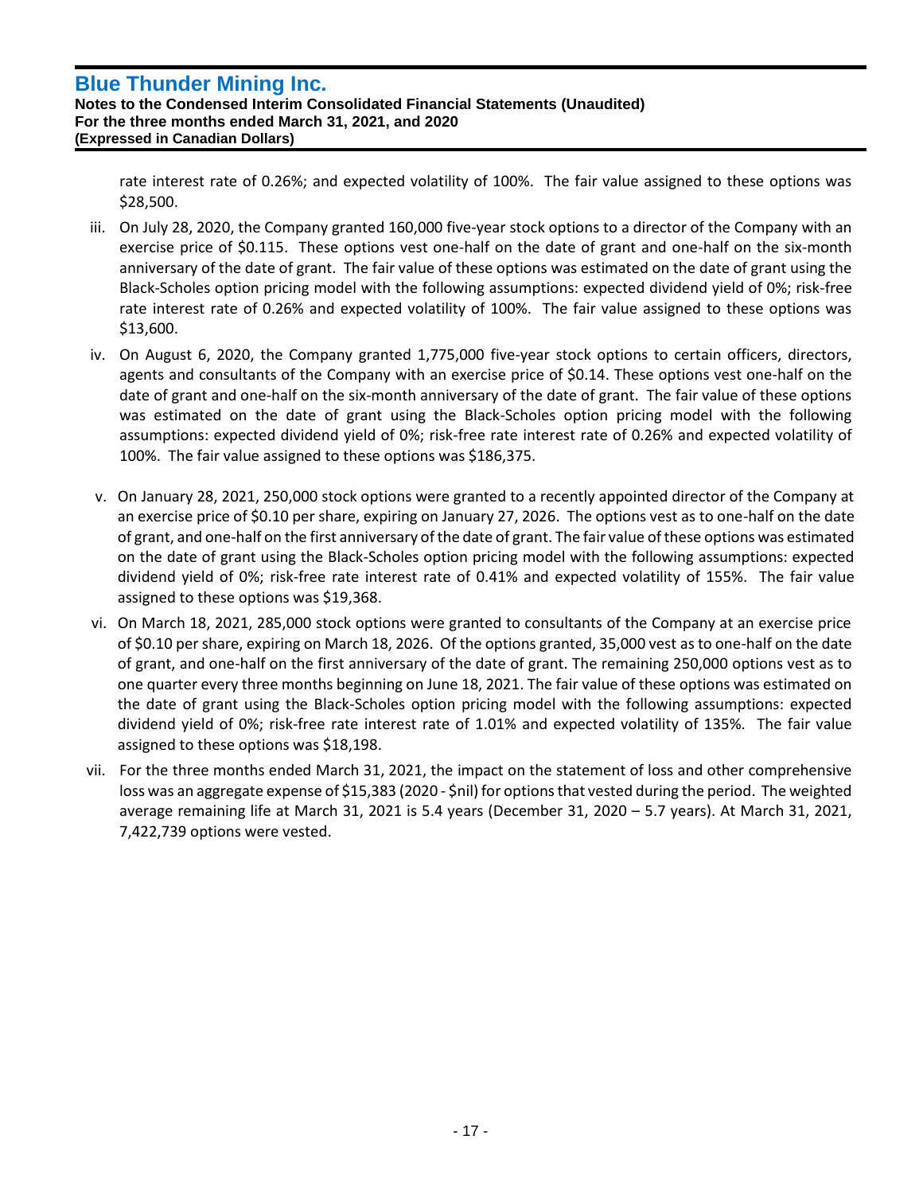rate interest rate of 0.26%; and expected volatility of 100%. The fair value assigned to these options was $28,500.

iii. On July 28, 2020, the Company granted 160,000 five-year stock options to a director of the Company with an exercise price of $0.115. These options vest one-half on the date of grant and one-half on the six-month anniversary of the date of grant. The fair value of these options was estimated on the date of grant using the Black-Scholes option pricing model with the following assumptions: expected dividend yield of 0%; risk-free rate interest rate of 0.26% and expected volatility of 100%. The fair value assigned to these options was $13,600.

iv. On August 6, 2020, the Company granted 1,775,000 five-year stock options to certain officers, directors, agents and consultants of the Company with an exercise price of $0.14. These options vest one-half on the date of grant and one-half on the six-month anniversary of the date of grant. The fair value of these options was estimated on the date of grant using the Black-Scholes option pricing model with the following assumptions: expected dividend yield of 0%; risk-free rate interest rate of 0.26% and expected volatility of 100%. The fair value assigned to these options was $186,375.

v. On January 28, 2021, 250,000 stock options were granted to a recently appointed director of the Company at an exercise price of $0.10 per share, expiring on January 27, 2026. The options vest as to one-half on the date of grant, and one-half on the first anniversary of the date of grant. The fair value of these options was estimated on the date of grant using the Black-Scholes option pricing model with the following assumptions: expected dividend yield of 0%; risk-free rate interest rate of 0.41% and expected volatility of 155%. The fair value assigned to these options was $19,368.

vi. On March 18, 2021, 285,000 stock options were granted to consultants of the Company at an exercise price of $0.10 per share, expiring on March 18, 2026. Of the options granted, 35,000 vest as to one-half on the date of grant, and one-half on the first anniversary of the date of grant. The remaining 250,000 options vest as to one quarter every three months beginning on June 18, 2021. The fair value of these options was estimated on the date of grant using the Black-Scholes option pricing model with the following assumptions: expected dividend yield of 0%; risk-free rate interest rate of 1.01% and expected volatility of 135%. The fair value assigned to these options was $18,198.

vii. For the three months ended March 31, 2021, the impact on the statement of loss and other comprehensive loss was an aggregate expense of $15,383 (2020 - $nil) for options that vested during the period. The weighted average remaining life at March 31, 2021 is 5.4 years (December 31, 2020 – 5.7 years). At March 31, 2021, 7,422,739 options were vested.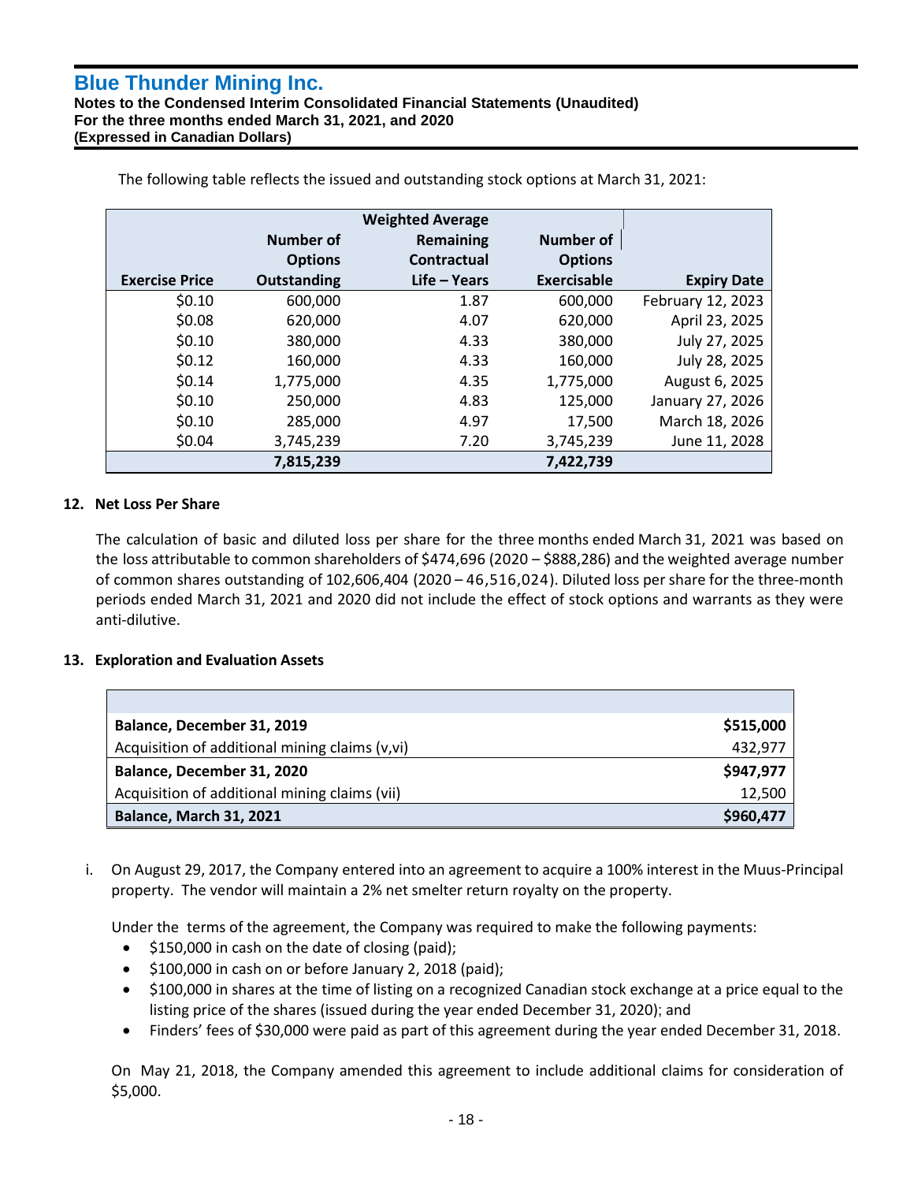The following table reflects the issued and outstanding stock options at March 31, 2021:

| Exercise Price | Number of Options Outstanding | Weighted Average Remaining Contractual Life – Years | Number of Options Exercisable | Expiry Date |
|---|---|---|---|---|
| $0.10 | 600,000 | 1.87 | 600,000 | February 12, 2023 |
| $0.08 | 620,000 | 4.07 | 620,000 | April 23, 2025 |
| $0.10 | 380,000 | 4.33 | 380,000 | July 27, 2025 |
| $0.12 | 160,000 | 4.33 | 160,000 | July 28, 2025 |
| $0.14 | 1,775,000 | 4.35 | 1,775,000 | August 6, 2025 |
| $0.10 | 250,000 | 4.83 | 125,000 | January 27, 2026 |
| $0.10 | 285,000 | 4.97 | 17,500 | March 18, 2026 |
| $0.04 | 3,745,239 | 7.20 | 3,745,239 | June 11, 2028 |
| | **7,815,239** | | **7,422,739** | |

## 12. Net Loss Per Share

The calculation of basic and diluted loss per share for the three months ended March 31, 2021 was based on the loss attributable to common shareholders of $474,696 (2020 – $888,286) and the weighted average number of common shares outstanding of 102,606,404 (2020 – 46,516,024). Diluted loss per share for the three-month periods ended March 31, 2021 and 2020 did not include the effect of stock options and warrants as they were anti-dilutive.

## 13. Exploration and Evaluation Assets

| | |
|---|---|
| **Balance, December 31, 2019** | **$515,000** |
| Acquisition of additional mining claims (v,vi) | 432,977 |
| **Balance, December 31, 2020** | **$947,977** |
| Acquisition of additional mining claims (vii) | 12,500 |
| **Balance, March 31, 2021** | **$960,477** |

i. On August 29, 2017, the Company entered into an agreement to acquire a 100% interest in the Muus-Principal property. The vendor will maintain a 2% net smelter return royalty on the property.

   Under the terms of the agreement, the Company was required to make the following payments:

   - $150,000 in cash on the date of closing (paid);
   - $100,000 in cash on or before January 2, 2018 (paid);
   - $100,000 in shares at the time of listing on a recognized Canadian stock exchange at a price equal to the listing price of the shares (issued during the year ended December 31, 2020); and
   - Finders' fees of $30,000 were paid as part of this agreement during the year ended December 31, 2018.

   On May 21, 2018, the Company amended this agreement to include additional claims for consideration of $5,000.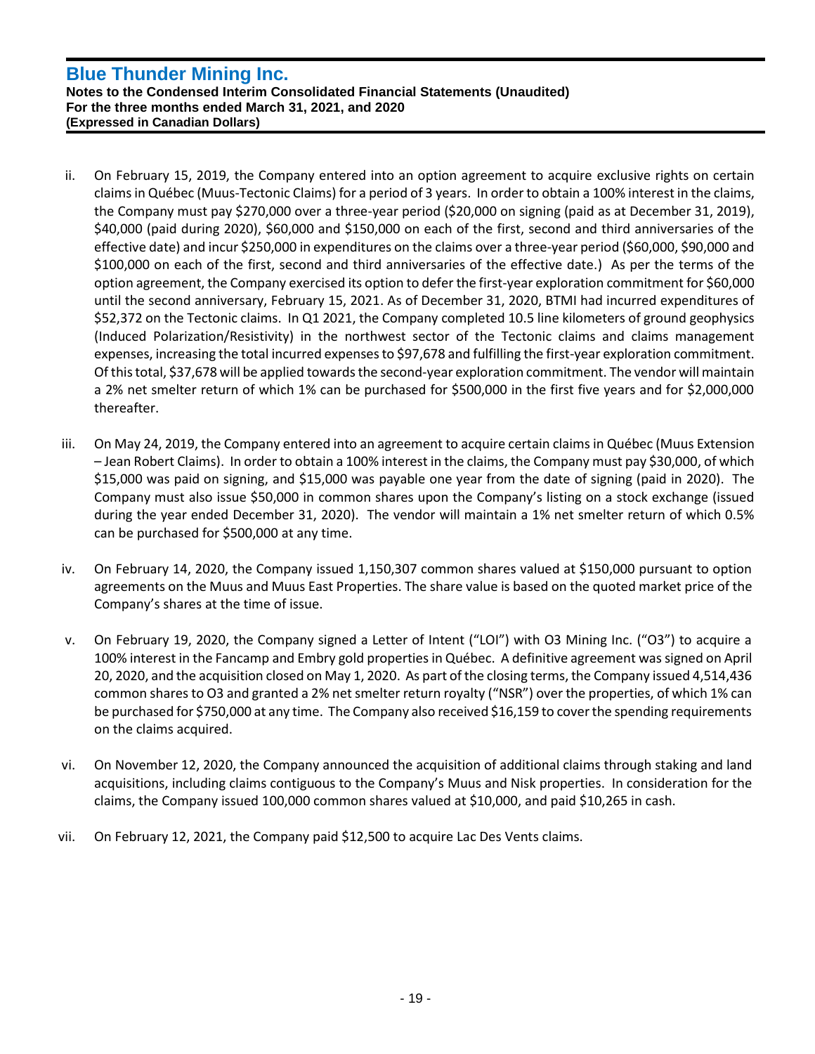ii. On February 15, 2019, the Company entered into an option agreement to acquire exclusive rights on certain claims in Québec (Muus-Tectonic Claims) for a period of 3 years. In order to obtain a 100% interest in the claims, the Company must pay $270,000 over a three-year period ($20,000 on signing (paid as at December 31, 2019), $40,000 (paid during 2020), $60,000 and $150,000 on each of the first, second and third anniversaries of the effective date) and incur $250,000 in expenditures on the claims over a three-year period ($60,000, $90,000 and $100,000 on each of the first, second and third anniversaries of the effective date.) As per the terms of the option agreement, the Company exercised its option to defer the first-year exploration commitment for $60,000 until the second anniversary, February 15, 2021. As of December 31, 2020, BTMI had incurred expenditures of $52,372 on the Tectonic claims. In Q1 2021, the Company completed 10.5 line kilometers of ground geophysics (Induced Polarization/Resistivity) in the northwest sector of the Tectonic claims and claims management expenses, increasing the total incurred expenses to $97,678 and fulfilling the first-year exploration commitment. Of this total, $37,678 will be applied towards the second-year exploration commitment. The vendor will maintain a 2% net smelter return of which 1% can be purchased for $500,000 in the first five years and for $2,000,000 thereafter.

iii. On May 24, 2019, the Company entered into an agreement to acquire certain claims in Québec (Muus Extension – Jean Robert Claims). In order to obtain a 100% interest in the claims, the Company must pay $30,000, of which $15,000 was paid on signing, and $15,000 was payable one year from the date of signing (paid in 2020). The Company must also issue $50,000 in common shares upon the Company's listing on a stock exchange (issued during the year ended December 31, 2020). The vendor will maintain a 1% net smelter return of which 0.5% can be purchased for $500,000 at any time.

iv. On February 14, 2020, the Company issued 1,150,307 common shares valued at $150,000 pursuant to option agreements on the Muus and Muus East Properties. The share value is based on the quoted market price of the Company's shares at the time of issue.

v. On February 19, 2020, the Company signed a Letter of Intent ("LOI") with O3 Mining Inc. ("O3") to acquire a 100% interest in the Fancamp and Embry gold properties in Québec. A definitive agreement was signed on April 20, 2020, and the acquisition closed on May 1, 2020. As part of the closing terms, the Company issued 4,514,436 common shares to O3 and granted a 2% net smelter return royalty ("NSR") over the properties, of which 1% can be purchased for $750,000 at any time. The Company also received $16,159 to cover the spending requirements on the claims acquired.

vi. On November 12, 2020, the Company announced the acquisition of additional claims through staking and land acquisitions, including claims contiguous to the Company's Muus and Nisk properties. In consideration for the claims, the Company issued 100,000 common shares valued at $10,000, and paid $10,265 in cash.

vii. On February 12, 2021, the Company paid $12,500 to acquire Lac Des Vents claims.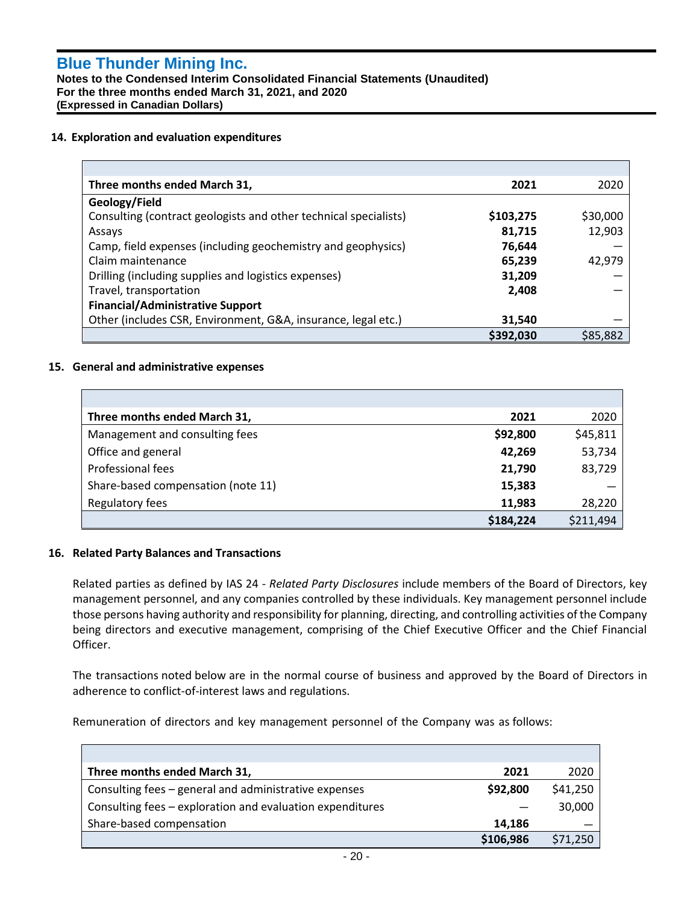## 14. Exploration and evaluation expenditures

| Three months ended March 31, | 2021 | 2020 |
|---|---|---|
| **Geology/Field** | | |
| Consulting (contract geologists and other technical specialists) | **$103,275** | $30,000 |
| Assays | **81,715** | 12,903 |
| Camp, field expenses (including geochemistry and geophysics) | **76,644** | — |
| Claim maintenance | **65,239** | 42,979 |
| Drilling (including supplies and logistics expenses) | **31,209** | — |
| Travel, transportation | **2,408** | — |
| **Financial/Administrative Support** | | |
| Other (includes CSR, Environment, G&A, insurance, legal etc.) | **31,540** | — |
| | **$392,030** | $85,882 |

## 15. General and administrative expenses

| Three months ended March 31, | 2021 | 2020 |
|---|---|---|
| Management and consulting fees | **$92,800** | $45,811 |
| Office and general | **42,269** | 53,734 |
| Professional fees | **21,790** | 83,729 |
| Share-based compensation (note 11) | **15,383** | — |
| Regulatory fees | **11,983** | 28,220 |
| | **$184,224** | $211,494 |

## 16. Related Party Balances and Transactions

Related parties as defined by IAS 24 - *Related Party Disclosures* include members of the Board of Directors, key management personnel, and any companies controlled by these individuals. Key management personnel include those persons having authority and responsibility for planning, directing, and controlling activities of the Company being directors and executive management, comprising of the Chief Executive Officer and the Chief Financial Officer.

The transactions noted below are in the normal course of business and approved by the Board of Directors in adherence to conflict-of-interest laws and regulations.

Remuneration of directors and key management personnel of the Company was as follows:

| Three months ended March 31, | 2021 | 2020 |
|---|---|---|
| Consulting fees – general and administrative expenses | **$92,800** | $41,250 |
| Consulting fees – exploration and evaluation expenditures | — | 30,000 |
| Share-based compensation | **14,186** | — |
| | **$106,986** | $71,250 |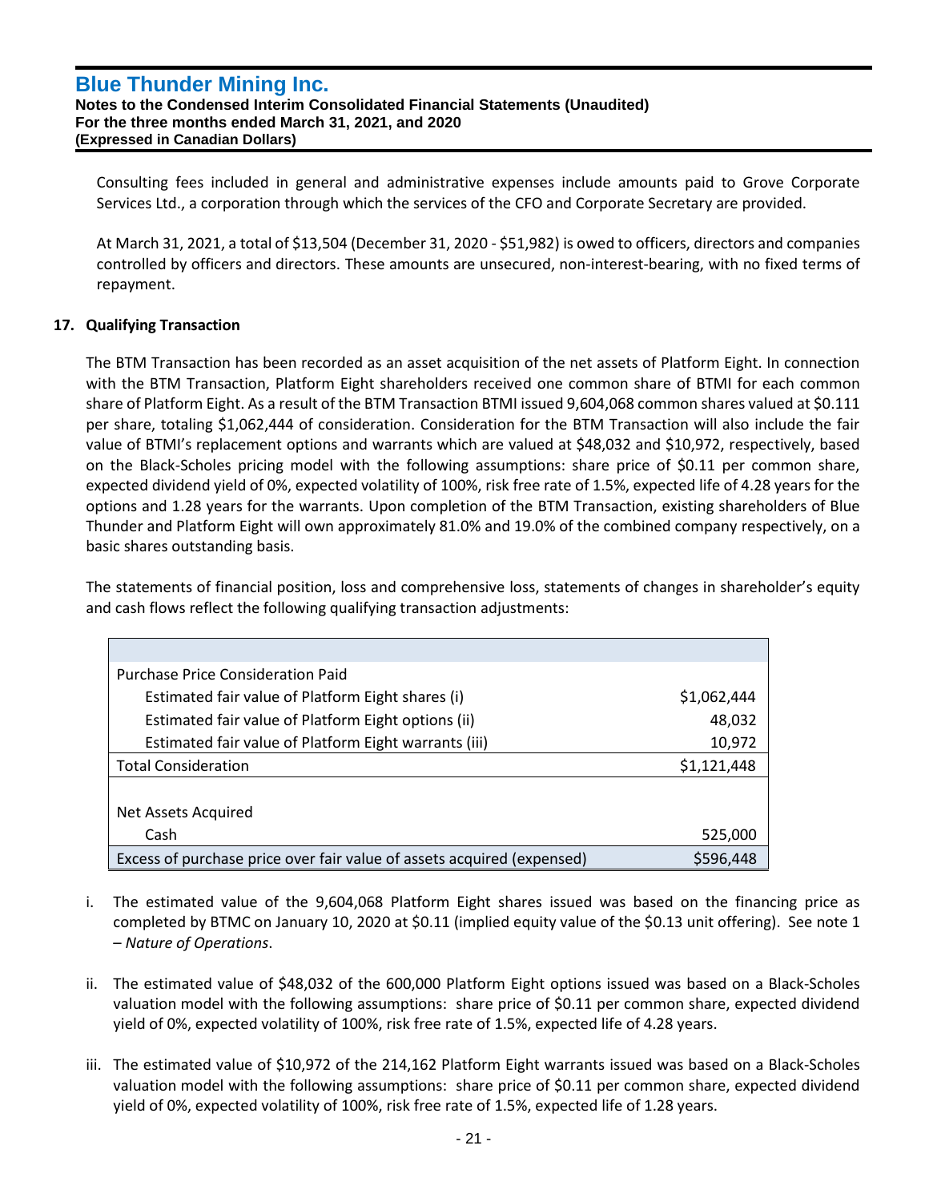Consulting fees included in general and administrative expenses include amounts paid to Grove Corporate Services Ltd., a corporation through which the services of the CFO and Corporate Secretary are provided.

At March 31, 2021, a total of $13,504 (December 31, 2020 - $51,982) is owed to officers, directors and companies controlled by officers and directors. These amounts are unsecured, non-interest-bearing, with no fixed terms of repayment.

## 17. Qualifying Transaction

The BTM Transaction has been recorded as an asset acquisition of the net assets of Platform Eight. In connection with the BTM Transaction, Platform Eight shareholders received one common share of BTMI for each common share of Platform Eight. As a result of the BTM Transaction BTMI issued 9,604,068 common shares valued at $0.111 per share, totaling $1,062,444 of consideration. Consideration for the BTM Transaction will also include the fair value of BTMI's replacement options and warrants which are valued at $48,032 and $10,972, respectively, based on the Black-Scholes pricing model with the following assumptions: share price of $0.11 per common share, expected dividend yield of 0%, expected volatility of 100%, risk free rate of 1.5%, expected life of 4.28 years for the options and 1.28 years for the warrants. Upon completion of the BTM Transaction, existing shareholders of Blue Thunder and Platform Eight will own approximately 81.0% and 19.0% of the combined company respectively, on a basic shares outstanding basis.

The statements of financial position, loss and comprehensive loss, statements of changes in shareholder's equity and cash flows reflect the following qualifying transaction adjustments:

| | |
|---|---|
| Purchase Price Consideration Paid | |
| Estimated fair value of Platform Eight shares (i) | $1,062,444 |
| Estimated fair value of Platform Eight options (ii) | 48,032 |
| Estimated fair value of Platform Eight warrants (iii) | 10,972 |
| Total Consideration | $1,121,448 |
| | |
| Net Assets Acquired | |
| Cash | 525,000 |
| Excess of purchase price over fair value of assets acquired (expensed) | $596,448 |

i. The estimated value of the 9,604,068 Platform Eight shares issued was based on the financing price as completed by BTMC on January 10, 2020 at $0.11 (implied equity value of the $0.13 unit offering). See note 1 – *Nature of Operations*.

ii. The estimated value of $48,032 of the 600,000 Platform Eight options issued was based on a Black-Scholes valuation model with the following assumptions: share price of $0.11 per common share, expected dividend yield of 0%, expected volatility of 100%, risk free rate of 1.5%, expected life of 4.28 years.

iii. The estimated value of $10,972 of the 214,162 Platform Eight warrants issued was based on a Black-Scholes valuation model with the following assumptions: share price of $0.11 per common share, expected dividend yield of 0%, expected volatility of 100%, risk free rate of 1.5%, expected life of 1.28 years.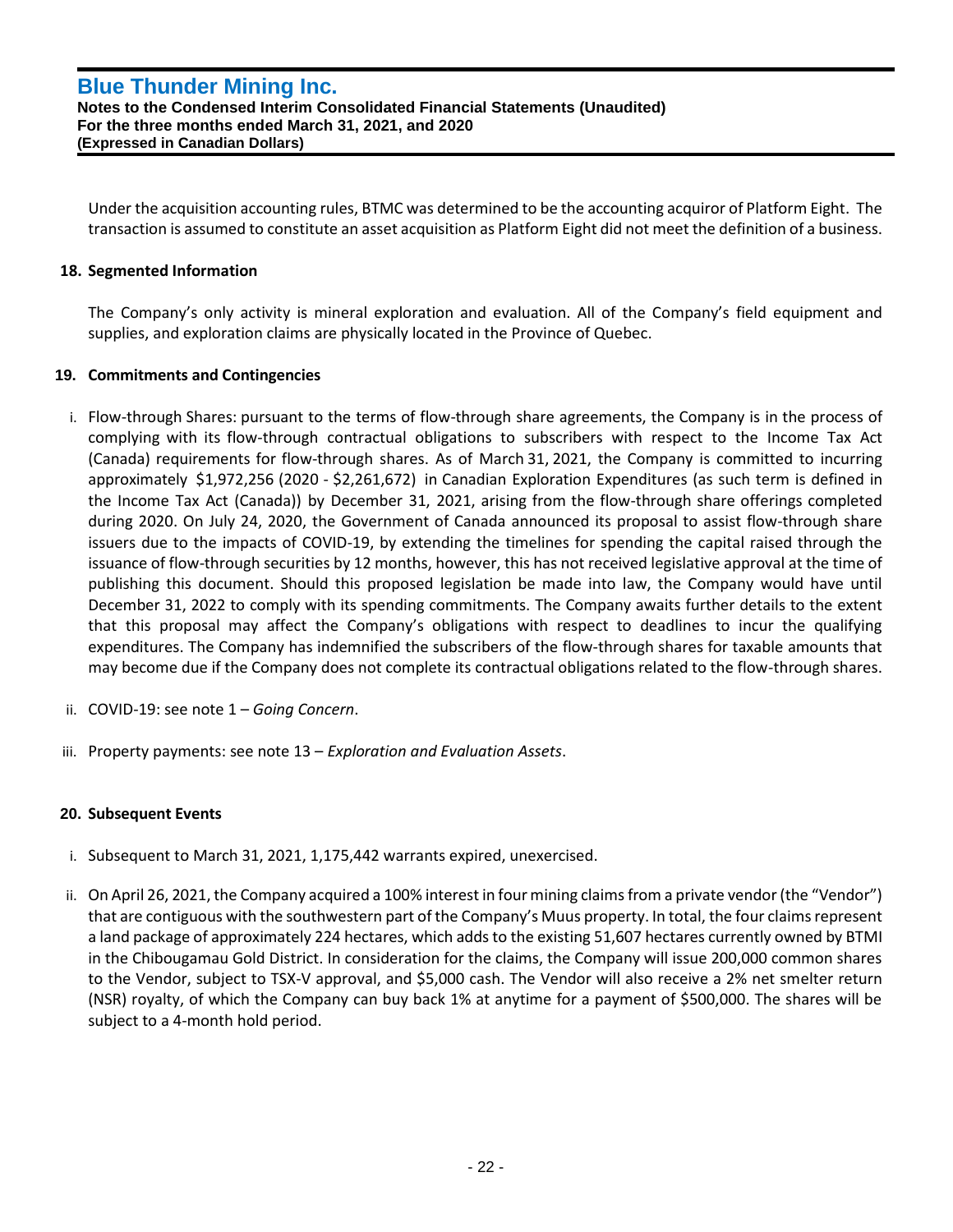Under the acquisition accounting rules, BTMC was determined to be the accounting acquiror of Platform Eight. The transaction is assumed to constitute an asset acquisition as Platform Eight did not meet the definition of a business.

## 18. Segmented Information

The Company's only activity is mineral exploration and evaluation. All of the Company's field equipment and supplies, and exploration claims are physically located in the Province of Quebec.

## 19. Commitments and Contingencies

i. Flow-through Shares: pursuant to the terms of flow-through share agreements, the Company is in the process of complying with its flow-through contractual obligations to subscribers with respect to the Income Tax Act (Canada) requirements for flow-through shares. As of March 31, 2021, the Company is committed to incurring approximately $1,972,256 (2020 - $2,261,672) in Canadian Exploration Expenditures (as such term is defined in the Income Tax Act (Canada)) by December 31, 2021, arising from the flow-through share offerings completed during 2020. On July 24, 2020, the Government of Canada announced its proposal to assist flow-through share issuers due to the impacts of COVID-19, by extending the timelines for spending the capital raised through the issuance of flow-through securities by 12 months, however, this has not received legislative approval at the time of publishing this document. Should this proposed legislation be made into law, the Company would have until December 31, 2022 to comply with its spending commitments. The Company awaits further details to the extent that this proposal may affect the Company's obligations with respect to deadlines to incur the qualifying expenditures. The Company has indemnified the subscribers of the flow-through shares for taxable amounts that may become due if the Company does not complete its contractual obligations related to the flow-through shares.

ii. COVID-19: see note 1 – *Going Concern*.

iii. Property payments: see note 13 – *Exploration and Evaluation Assets*.

## 20. Subsequent Events

i. Subsequent to March 31, 2021, 1,175,442 warrants expired, unexercised.

ii. On April 26, 2021, the Company acquired a 100% interest in four mining claims from a private vendor (the "Vendor") that are contiguous with the southwestern part of the Company's Muus property. In total, the four claims represent a land package of approximately 224 hectares, which adds to the existing 51,607 hectares currently owned by BTMI in the Chibougamau Gold District. In consideration for the claims, the Company will issue 200,000 common shares to the Vendor, subject to TSX-V approval, and $5,000 cash. The Vendor will also receive a 2% net smelter return (NSR) royalty, of which the Company can buy back 1% at anytime for a payment of $500,000. The shares will be subject to a 4-month hold period.